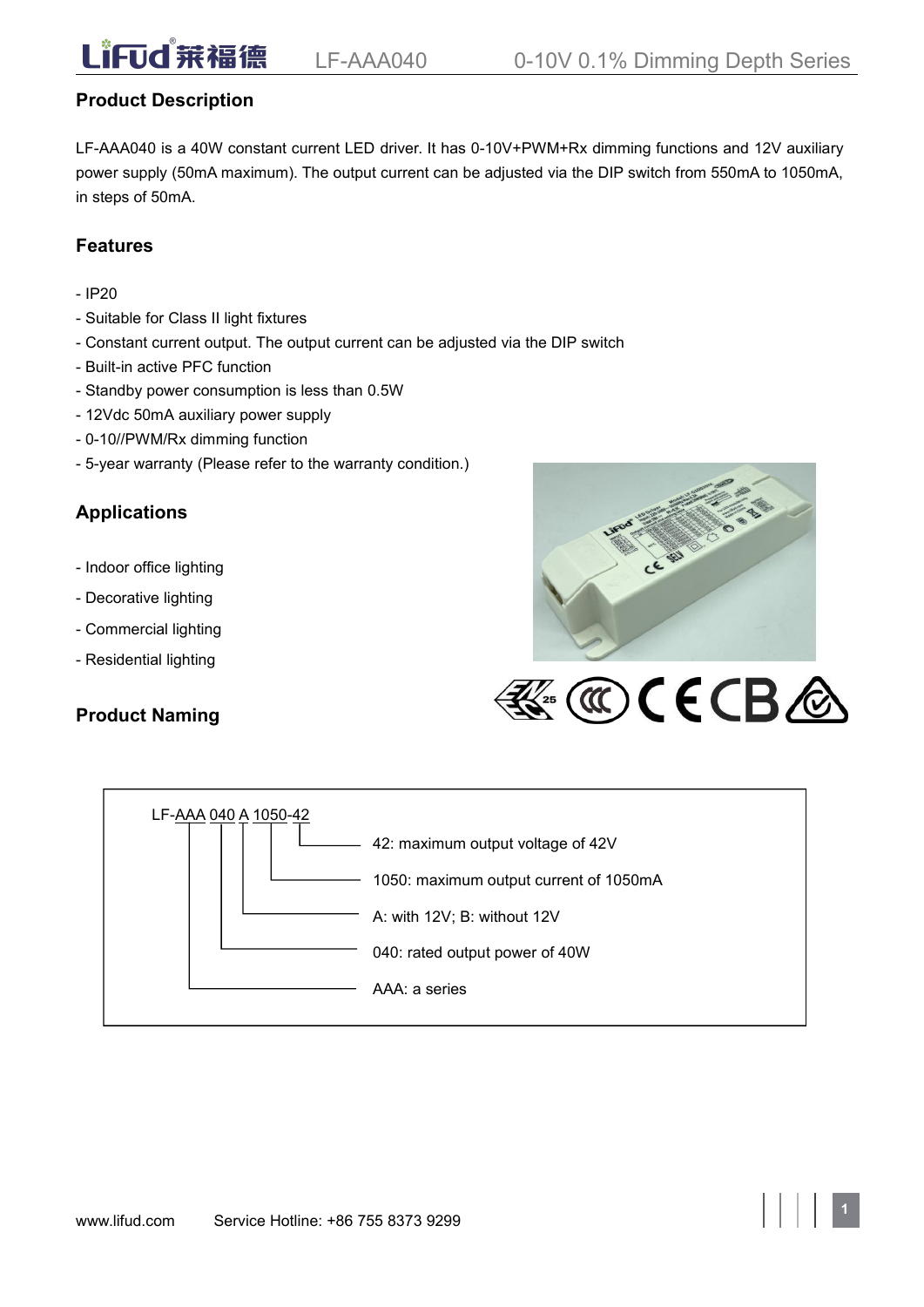## Product Description

LF-AAA040 is a 40W constant current LED driver. It has 0-10V+PWM+Rx dimming functions and 12V auxiliary power supply (50mA maximum). The output current can be adjusted via the DIP switch from 550mA to 1050mA, in steps of 50mA.

## Features

- IP20
- Suitable for Class II light fixtures
- Constant current output. The output current can be adjusted via the DIP switch
- Built-in active PFC function
- Standby power consumption is less than 0.5W
- 12Vdc 50mA auxiliary power supply
- 0-10//PWM/Rx dimming function
- 5-year warranty (Please refer to the warranty condition.)

## Applications

- Indoor office lighting
- Decorative lighting
- Commercial lighting
- Residential lighting

## Product Naming

LF-AAA 040 A 1050-42

- 42: maximum output voltage of 42V
- 1050: maximum output current of 1050mA
- A: with 12V; B: without 12V
- 040: rated output power of 40W
- AAA: a series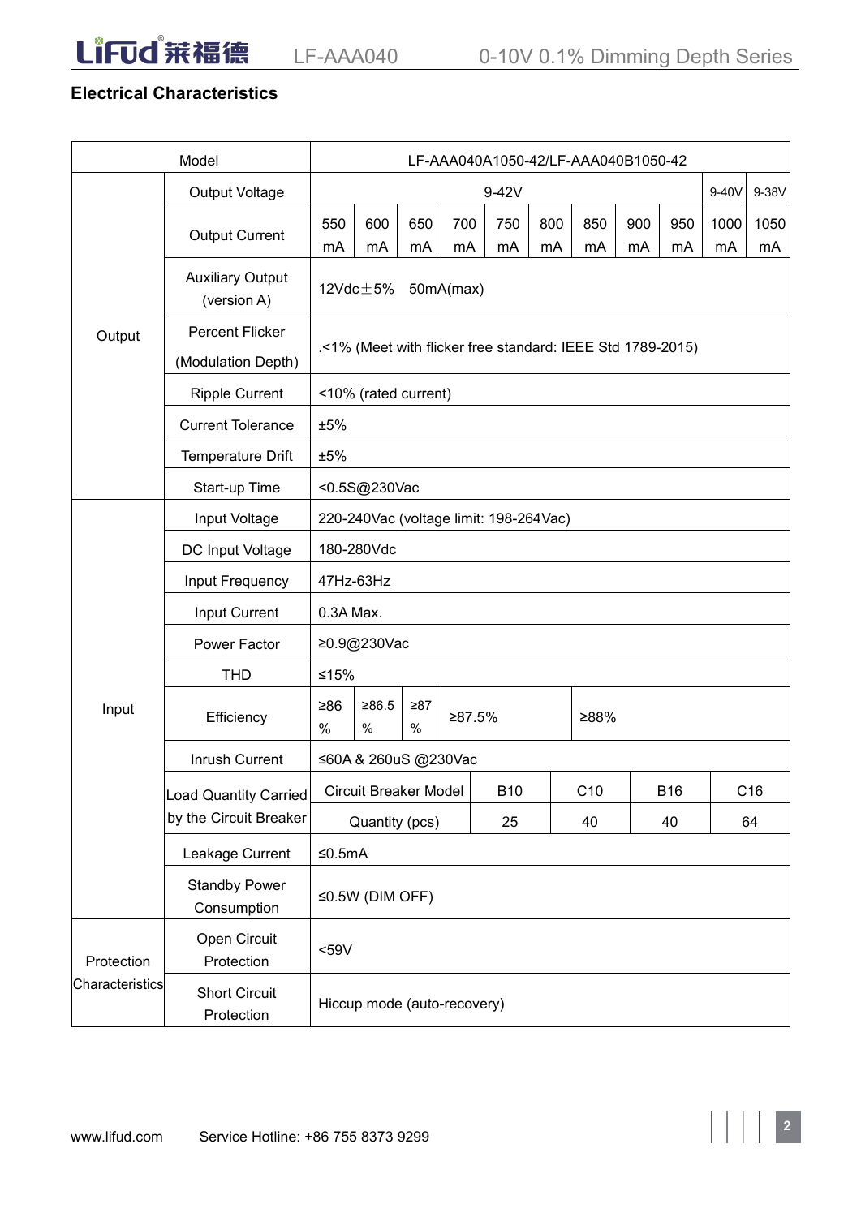## Electrical Characteristics

| Model | | LF-AAA040A1050-42/LF-AAA040B1050-42 | | | | | | | | | | |
|---|---|---|---|---|---|---|---|---|---|---|---|---|
| Output | Output Voltage | 9-42V | | | | | | | | | 9-40V | 9-38V |
| | Output Current | 550 mA | 600 mA | 650 mA | 700 mA | 750 mA | 800 mA | 850 mA | 900 mA | 950 mA | 1000 mA | 1050 mA |
| | Auxiliary Output (version A) | 12Vdc±5% 50mA(max) | | | | | | | | | | |
| | Percent Flicker (Modulation Depth) | .<1% (Meet with flicker free standard: IEEE Std 1789-2015) | | | | | | | | | | |
| | Ripple Current | <10% (rated current) | | | | | | | | | | |
| | Current Tolerance | ±5% | | | | | | | | | | |
| | Temperature Drift | ±5% | | | | | | | | | | |
| | Start-up Time | <0.5S@230Vac | | | | | | | | | | |
| Input | Input Voltage | 220-240Vac (voltage limit: 198-264Vac) | | | | | | | | | | |
| | DC Input Voltage | 180-280Vdc | | | | | | | | | | |
| | Input Frequency | 47Hz-63Hz | | | | | | | | | | |
| | Input Current | 0.3A Max. | | | | | | | | | | |
| | Power Factor | ≥0.9@230Vac | | | | | | | | | | |
| | THD | ≤15% | | | | | | | | | | |
| | Efficiency | ≥86 % | ≥86.5 % | ≥87 % | ≥87.5% | | | ≥88% | | | | |
| | Inrush Current | ≤60A & 260uS @230Vac | | | | | | | | | | |
| | Load Quantity Carried by the Circuit Breaker | Circuit Breaker Model | | | B10 | | C10 | | B16 | | C16 | |
| | | Quantity (pcs) | | | 25 | | 40 | | 40 | | 64 | |
| | Leakage Current | ≤0.5mA | | | | | | | | | | |
| | Standby Power Consumption | ≤0.5W (DIM OFF) | | | | | | | | | | |
| Protection Characteristics | Open Circuit Protection | <59V | | | | | | | | | | |
| | Short Circuit Protection | Hiccup mode (auto-recovery) | | | | | | | | | | |

www.lifud.com Service Hotline: +86 755 8373 9299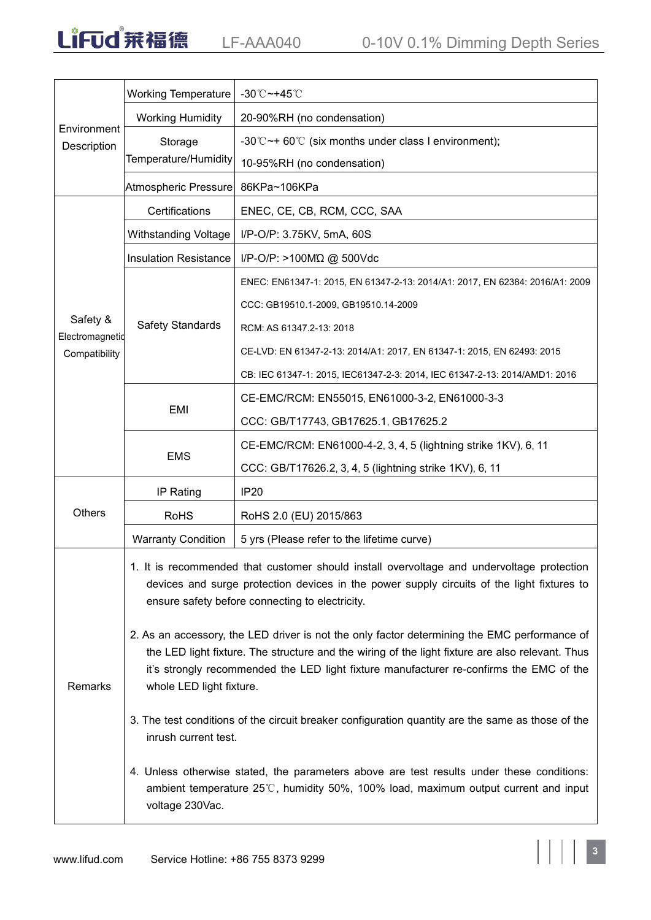| | | |
|---|---|---|
| Environment Description | Working Temperature | -30℃~+45℃ |
| | Working Humidity | 20-90%RH (no condensation) |
| | Storage Temperature/Humidity | -30℃~+ 60℃ (six months under class I environment);<br>10-95%RH (no condensation) |
| | Atmospheric Pressure | 86KPa~106KPa |
| Safety & Electromagnetic Compatibility | Certifications | ENEC, CE, CB, RCM, CCC, SAA |
| | Withstanding Voltage | I/P-O/P: 3.75KV, 5mA, 60S |
| | Insulation Resistance | I/P-O/P: >100MΩ @ 500Vdc |
| | Safety Standards | ENEC: EN61347-1: 2015, EN 61347-2-13: 2014/A1: 2017, EN 62384: 2016/A1: 2009<br>CCC: GB19510.1-2009, GB19510.14-2009<br>RCM: AS 61347.2-13: 2018<br>CE-LVD: EN 61347-2-13: 2014/A1: 2017, EN 61347-1: 2015, EN 62493: 2015<br>CB: IEC 61347-1: 2015, IEC61347-2-3: 2014, IEC 61347-2-13: 2014/AMD1: 2016 |
| | EMI | CE-EMC/RCM: EN55015, EN61000-3-2, EN61000-3-3<br>CCC: GB/T17743, GB17625.1, GB17625.2 |
| | EMS | CE-EMC/RCM: EN61000-4-2, 3, 4, 5 (lightning strike 1KV), 6, 11<br>CCC: GB/T17626.2, 3, 4, 5 (lightning strike 1KV), 6, 11 |
| Others | IP Rating | IP20 |
| | RoHS | RoHS 2.0 (EU) 2015/863 |
| | Warranty Condition | 5 yrs (Please refer to the lifetime curve) |
| Remarks | | 1. It is recommended that customer should install overvoltage and undervoltage protection devices and surge protection devices in the power supply circuits of the light fixtures to ensure safety before connecting to electricity.<br>2. As an accessory, the LED driver is not the only factor determining the EMC performance of the LED light fixture. The structure and the wiring of the light fixture are also relevant. Thus it's strongly recommended the LED light fixture manufacturer re-confirms the EMC of the whole LED light fixture.<br>3. The test conditions of the circuit breaker configuration quantity are the same as those of the inrush current test.<br>4. Unless otherwise stated, the parameters above are test results under these conditions: ambient temperature 25℃, humidity 50%, 100% load, maximum output current and input voltage 230Vac. |

www.lifud.com Service Hotline: +86 755 8373 9299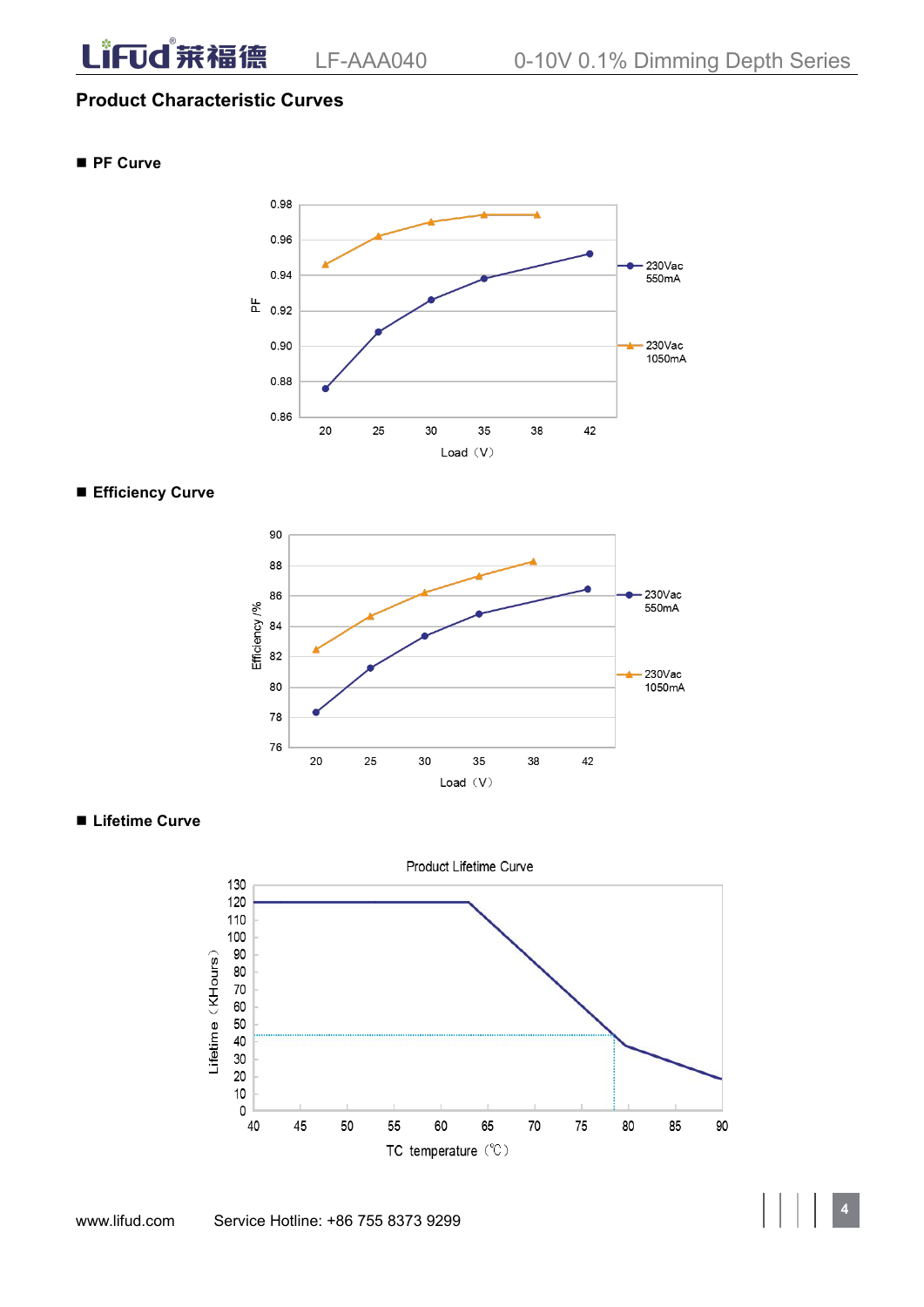## Product Characteristic Curves

### ■ PF Curve

### ■ Efficiency Curve

### ■ Lifetime Curve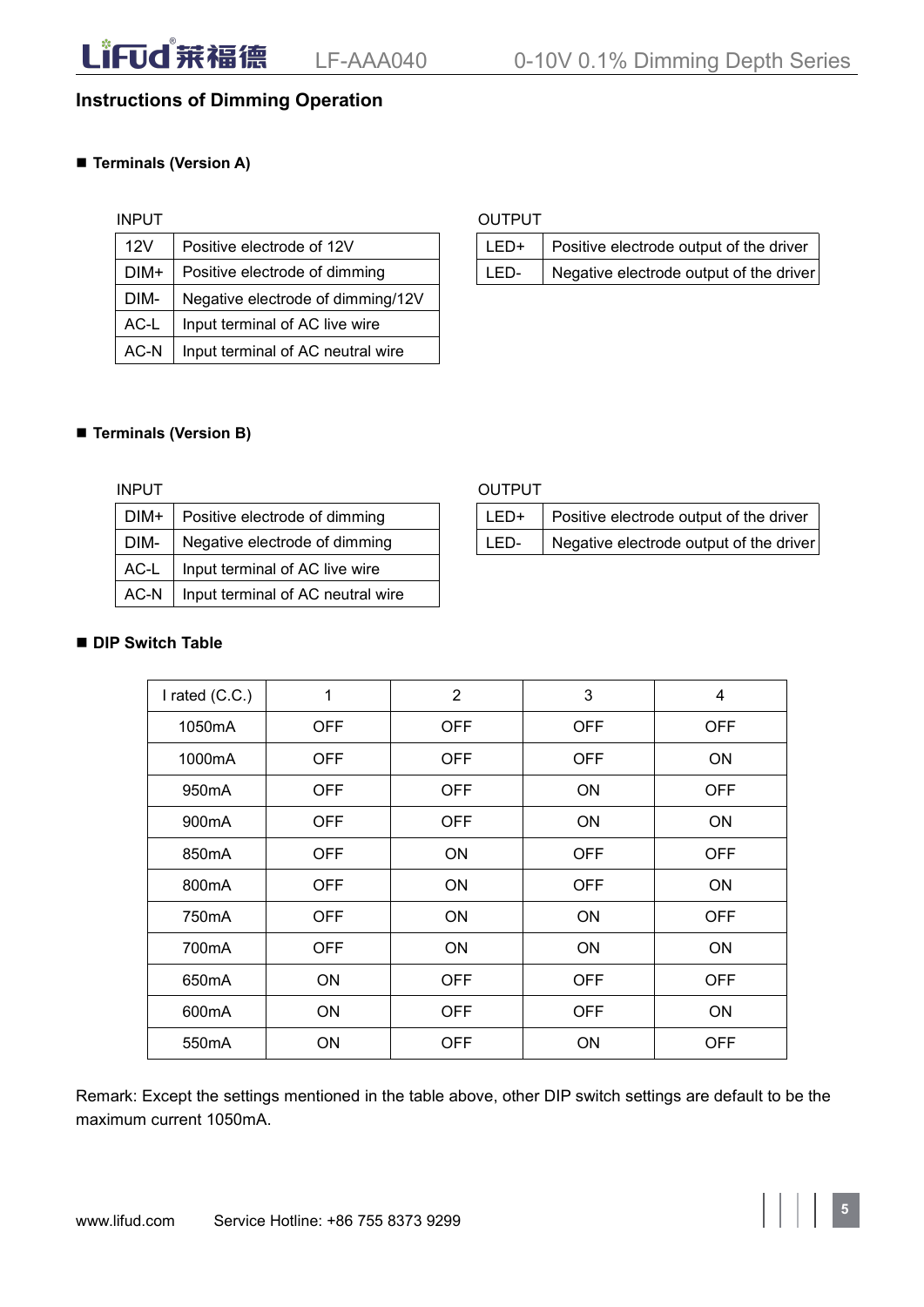## Instructions of Dimming Operation

### ■ Terminals (Version A)

INPUT

| | |
|---|---|
| 12V | Positive electrode of 12V |
| DIM+ | Positive electrode of dimming |
| DIM- | Negative electrode of dimming/12V |
| AC-L | Input terminal of AC live wire |
| AC-N | Input terminal of AC neutral wire |

OUTPUT

| | |
|---|---|
| LED+ | Positive electrode output of the driver |
| LED- | Negative electrode output of the driver |

### ■ Terminals (Version B)

INPUT

| | |
|---|---|
| DIM+ | Positive electrode of dimming |
| DIM- | Negative electrode of dimming |
| AC-L | Input terminal of AC live wire |
| AC-N | Input terminal of AC neutral wire |

OUTPUT

| | |
|---|---|
| LED+ | Positive electrode output of the driver |
| LED- | Negative electrode output of the driver |

### ■ DIP Switch Table

| I rated (C.C.) | 1 | 2 | 3 | 4 |
|---|---|---|---|---|
| 1050mA | OFF | OFF | OFF | OFF |
| 1000mA | OFF | OFF | OFF | ON |
| 950mA | OFF | OFF | ON | OFF |
| 900mA | OFF | OFF | ON | ON |
| 850mA | OFF | ON | OFF | OFF |
| 800mA | OFF | ON | OFF | ON |
| 750mA | OFF | ON | ON | OFF |
| 700mA | OFF | ON | ON | ON |
| 650mA | ON | OFF | OFF | OFF |
| 600mA | ON | OFF | OFF | ON |
| 550mA | ON | OFF | ON | OFF |

Remark: Except the settings mentioned in the table above, other DIP switch settings are default to be the maximum current 1050mA.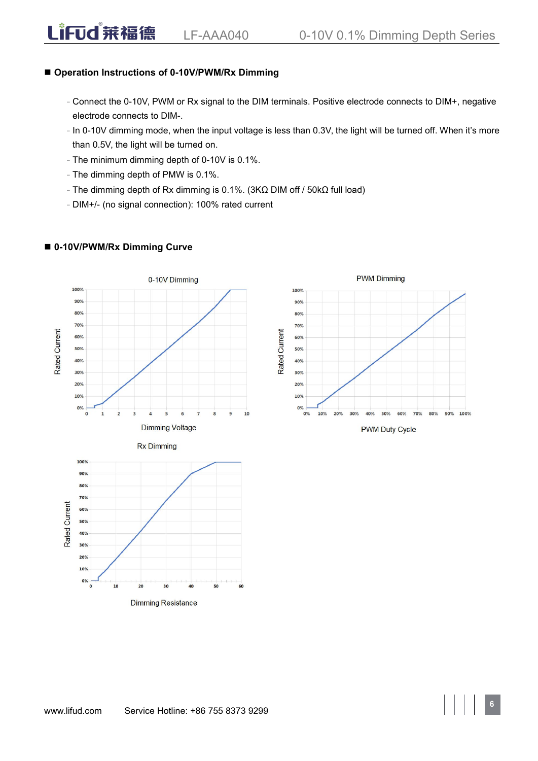## ■ Operation Instructions of 0-10V/PWM/Rx Dimming

- Connect the 0-10V, PWM or Rx signal to the DIM terminals. Positive electrode connects to DIM+, negative electrode connects to DIM-.
- In 0-10V dimming mode, when the input voltage is less than 0.3V, the light will be turned off. When it's more than 0.5V, the light will be turned on.
- The minimum dimming depth of 0-10V is 0.1%.
- The dimming depth of PMW is 0.1%.
- The dimming depth of Rx dimming is 0.1%. (3KΩ DIM off / 50kΩ full load)
- DIM+/- (no signal connection): 100% rated current

## ■ 0-10V/PWM/Rx Dimming Curve

0-10V Dimming

Dimming Voltage

PWM Dimming

PWM Duty Cycle

Rx Dimming

Dimming Resistance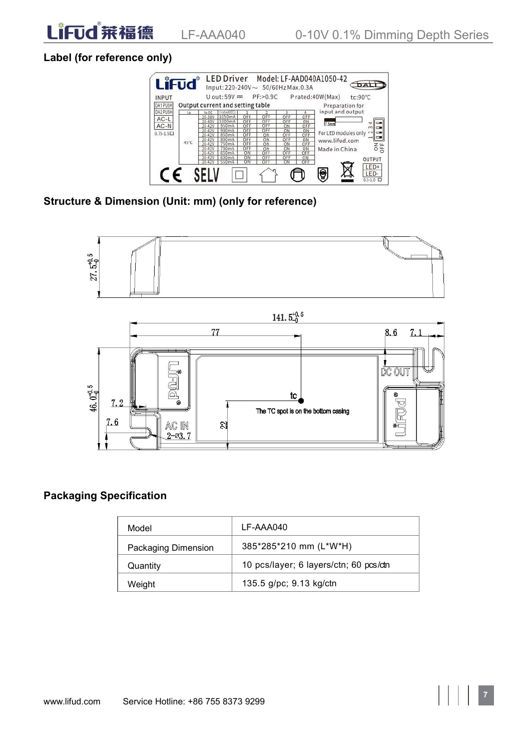## Label (for reference only)

## Structure & Dimension (Unit: mm) (only for reference)

## Packaging Specification

| Model | LF-AAA040 |
|---|---|
| Packaging Dimension | 385*285*210 mm (L*W*H) |
| Quantity | 10 pcs/layer; 6 layers/ctn; 60 pcs/ctn |
| Weight | 135.5 g/pc; 9.13 kg/ctn |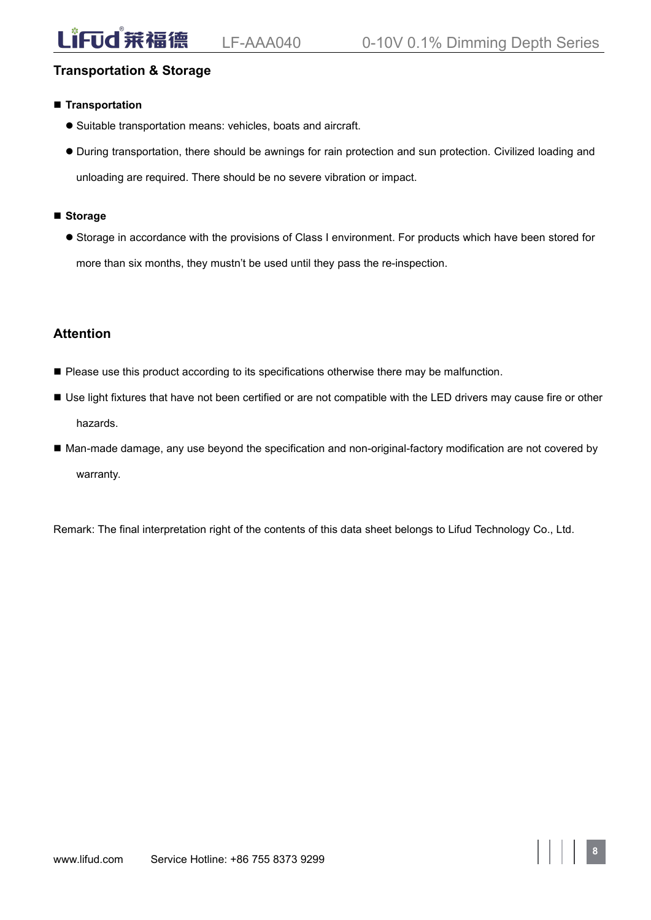## Transportation & Storage

- **Transportation**
  - Suitable transportation means: vehicles, boats and aircraft.
  - During transportation, there should be awnings for rain protection and sun protection. Civilized loading and unloading are required. There should be no severe vibration or impact.

- **Storage**
  - Storage in accordance with the provisions of Class I environment. For products which have been stored for more than six months, they mustn't be used until they pass the re-inspection.

## Attention

- Please use this product according to its specifications otherwise there may be malfunction.
- Use light fixtures that have not been certified or are not compatible with the LED drivers may cause fire or other hazards.
- Man-made damage, any use beyond the specification and non-original-factory modification are not covered by warranty.

Remark: The final interpretation right of the contents of this data sheet belongs to Lifud Technology Co., Ltd.